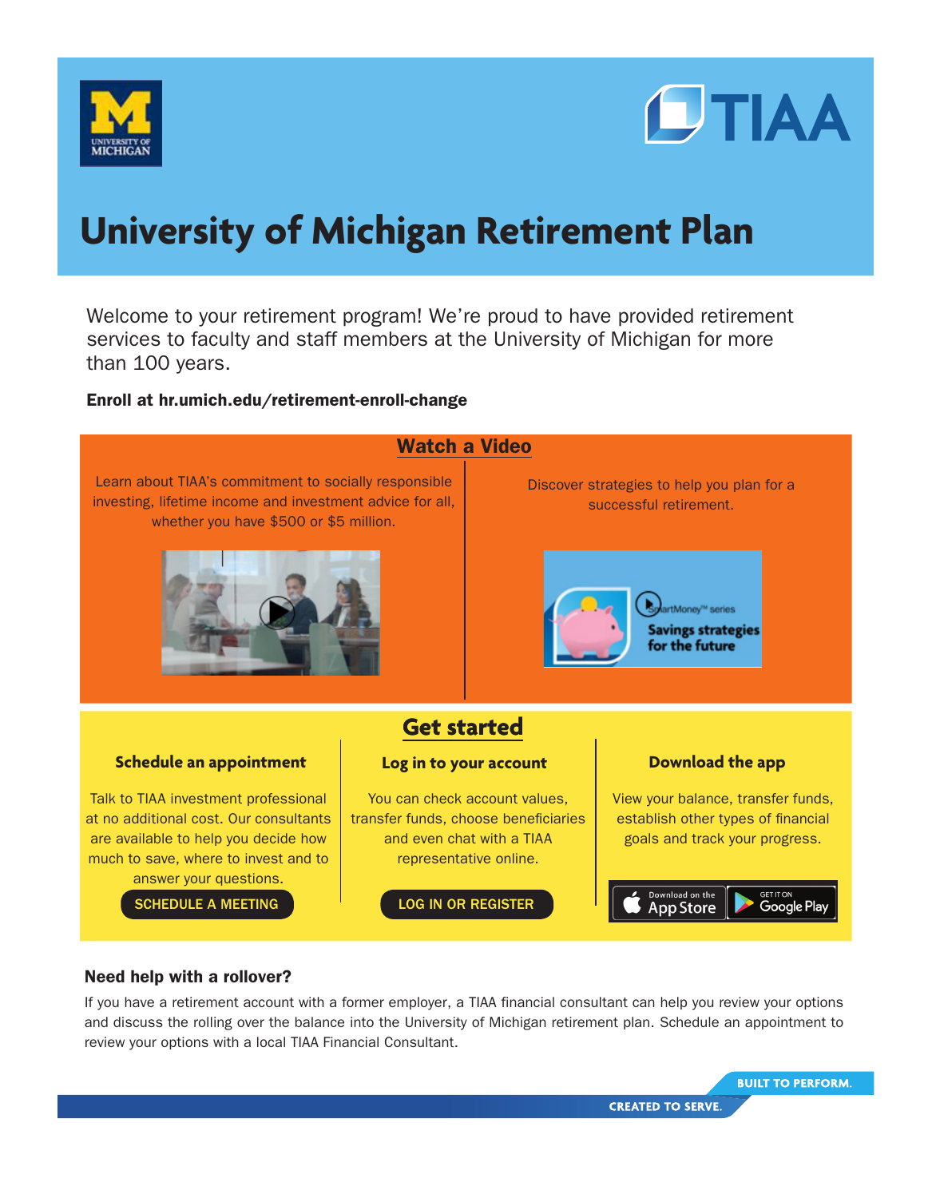# University of Michigan Retirement Plan

Welcome to your retirement program! We're proud to have provided retirement services to faculty and staff members at the University of Michigan for more than 100 years.

**Enroll at hr.umich.edu/retirement-enroll-change**

## Watch a Video

Learn about TIAA's commitment to socially responsible investing, lifetime income and investment advice for all, whether you have $500 or $5 million.

Discover strategies to help you plan for a successful retirement.

SmartMoney™ series

Savings strategies for the future

## Get started

### Schedule an appointment

Talk to TIAA investment professional at no additional cost. Our consultants are available to help you decide how much to save, where to invest and to answer your questions.

SCHEDULE A MEETING

### Log in to your account

You can check account values, transfer funds, choose beneficiaries and even chat with a TIAA representative online.

LOG IN OR REGISTER

### Download the app

View your balance, transfer funds, establish other types of financial goals and track your progress.

Download on the App Store | GET IT ON Google Play

### Need help with a rollover?

If you have a retirement account with a former employer, a TIAA financial consultant can help you review your options and discuss the rolling over the balance into the University of Michigan retirement plan. Schedule an appointment to review your options with a local TIAA Financial Consultant.

BUILT TO PERFORM.

CREATED TO SERVE.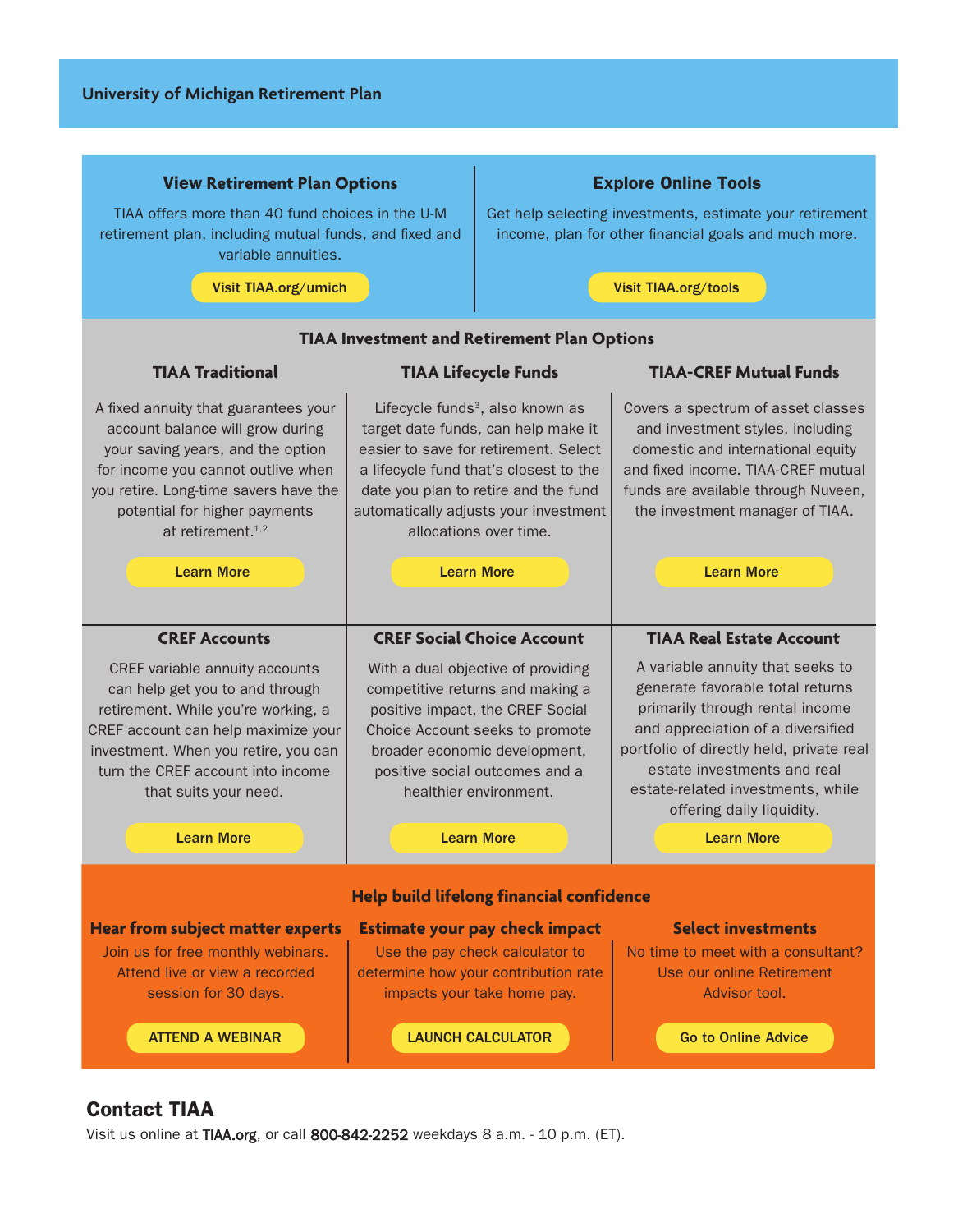University of Michigan Retirement Plan

## View Retirement Plan Options

TIAA offers more than 40 fund choices in the U-M retirement plan, including mutual funds, and fixed and variable annuities.

Visit TIAA.org/umich

## Explore Online Tools

Get help selecting investments, estimate your retirement income, plan for other financial goals and much more.

Visit TIAA.org/tools

## TIAA Investment and Retirement Plan Options

### TIAA Traditional

A fixed annuity that guarantees your account balance will grow during your saving years, and the option for income you cannot outlive when you retire. Long-time savers have the potential for higher payments at retirement.[1,2]

Learn More

### TIAA Lifecycle Funds

Lifecycle funds[3], also known as target date funds, can help make it easier to save for retirement. Select a lifecycle fund that's closest to the date you plan to retire and the fund automatically adjusts your investment allocations over time.

Learn More

### TIAA-CREF Mutual Funds

Covers a spectrum of asset classes and investment styles, including domestic and international equity and fixed income. TIAA-CREF mutual funds are available through Nuveen, the investment manager of TIAA.

Learn More

### CREF Accounts

CREF variable annuity accounts can help get you to and through retirement. While you're working, a CREF account can help maximize your investment. When you retire, you can turn the CREF account into income that suits your need.

Learn More

### CREF Social Choice Account

With a dual objective of providing competitive returns and making a positive impact, the CREF Social Choice Account seeks to promote broader economic development, positive social outcomes and a healthier environment.

Learn More

### TIAA Real Estate Account

A variable annuity that seeks to generate favorable total returns primarily through rental income and appreciation of a diversified portfolio of directly held, private real estate investments and real estate-related investments, while offering daily liquidity.

Learn More

## Help build lifelong financial confidence

### Hear from subject matter experts

Join us for free monthly webinars. Attend live or view a recorded session for 30 days.

ATTEND A WEBINAR

### Estimate your pay check impact

Use the pay check calculator to determine how your contribution rate impacts your take home pay.

LAUNCH CALCULATOR

### Select investments

No time to meet with a consultant? Use our online Retirement Advisor tool.

Go to Online Advice

## Contact TIAA

Visit us online at TIAA.org, or call 800-842-2252 weekdays 8 a.m. - 10 p.m. (ET).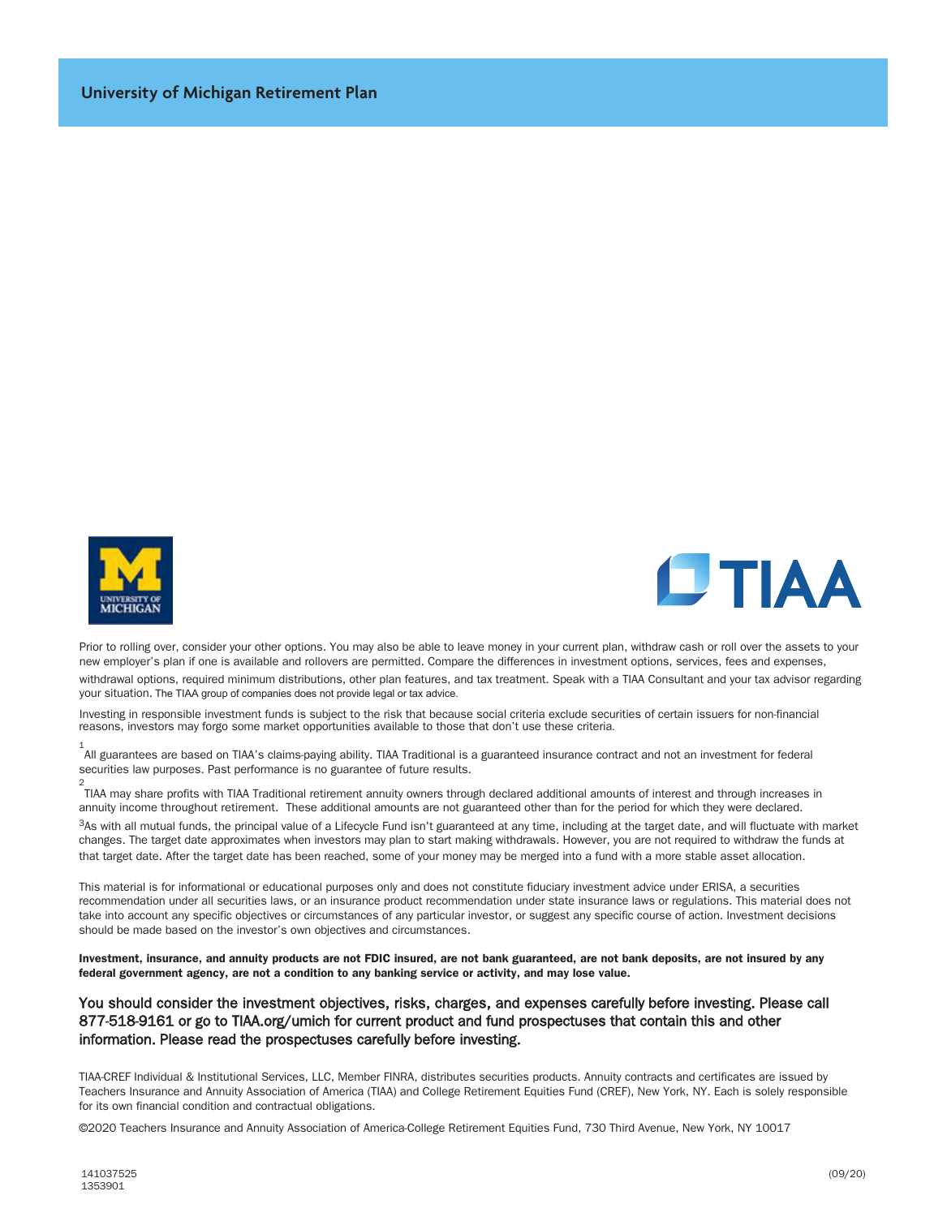## University of Michigan Retirement Plan

Prior to rolling over, consider your other options. You may also be able to leave money in your current plan, withdraw cash or roll over the assets to your new employer's plan if one is available and rollovers are permitted. Compare the differences in investment options, services, fees and expenses, withdrawal options, required minimum distributions, other plan features, and tax treatment. Speak with a TIAA Consultant and your tax advisor regarding your situation. The TIAA group of companies does not provide legal or tax advice.

Investing in responsible investment funds is subject to the risk that because social criteria exclude securities of certain issuers for non-financial reasons, investors may forgo some market opportunities available to those that don't use these criteria.

[1] All guarantees are based on TIAA's claims-paying ability. TIAA Traditional is a guaranteed insurance contract and not an investment for federal securities law purposes. Past performance is no guarantee of future results.

[2] TIAA may share profits with TIAA Traditional retirement annuity owners through declared additional amounts of interest and through increases in annuity income throughout retirement. These additional amounts are not guaranteed other than for the period for which they were declared.

[3] As with all mutual funds, the principal value of a Lifecycle Fund isn't guaranteed at any time, including at the target date, and will fluctuate with market changes. The target date approximates when investors may plan to start making withdrawals. However, you are not required to withdraw the funds at that target date. After the target date has been reached, some of your money may be merged into a fund with a more stable asset allocation.

This material is for informational or educational purposes only and does not constitute fiduciary investment advice under ERISA, a securities recommendation under all securities laws, or an insurance product recommendation under state insurance laws or regulations. This material does not take into account any specific objectives or circumstances of any particular investor, or suggest any specific course of action. Investment decisions should be made based on the investor's own objectives and circumstances.

**Investment, insurance, and annuity products are not FDIC insured, are not bank guaranteed, are not bank deposits, are not insured by any federal government agency, are not a condition to any banking service or activity, and may lose value.**

You should consider the investment objectives, risks, charges, and expenses carefully before investing. Please call 877-518-9161 or go to TIAA.org/umich for current product and fund prospectuses that contain this and other information. Please read the prospectuses carefully before investing.

TIAA-CREF Individual & Institutional Services, LLC, Member FINRA, distributes securities products. Annuity contracts and certificates are issued by Teachers Insurance and Annuity Association of America (TIAA) and College Retirement Equities Fund (CREF), New York, NY. Each is solely responsible for its own financial condition and contractual obligations.

©2020 Teachers Insurance and Annuity Association of America-College Retirement Equities Fund, 730 Third Avenue, New York, NY 10017

141037525
1353901

(09/20)